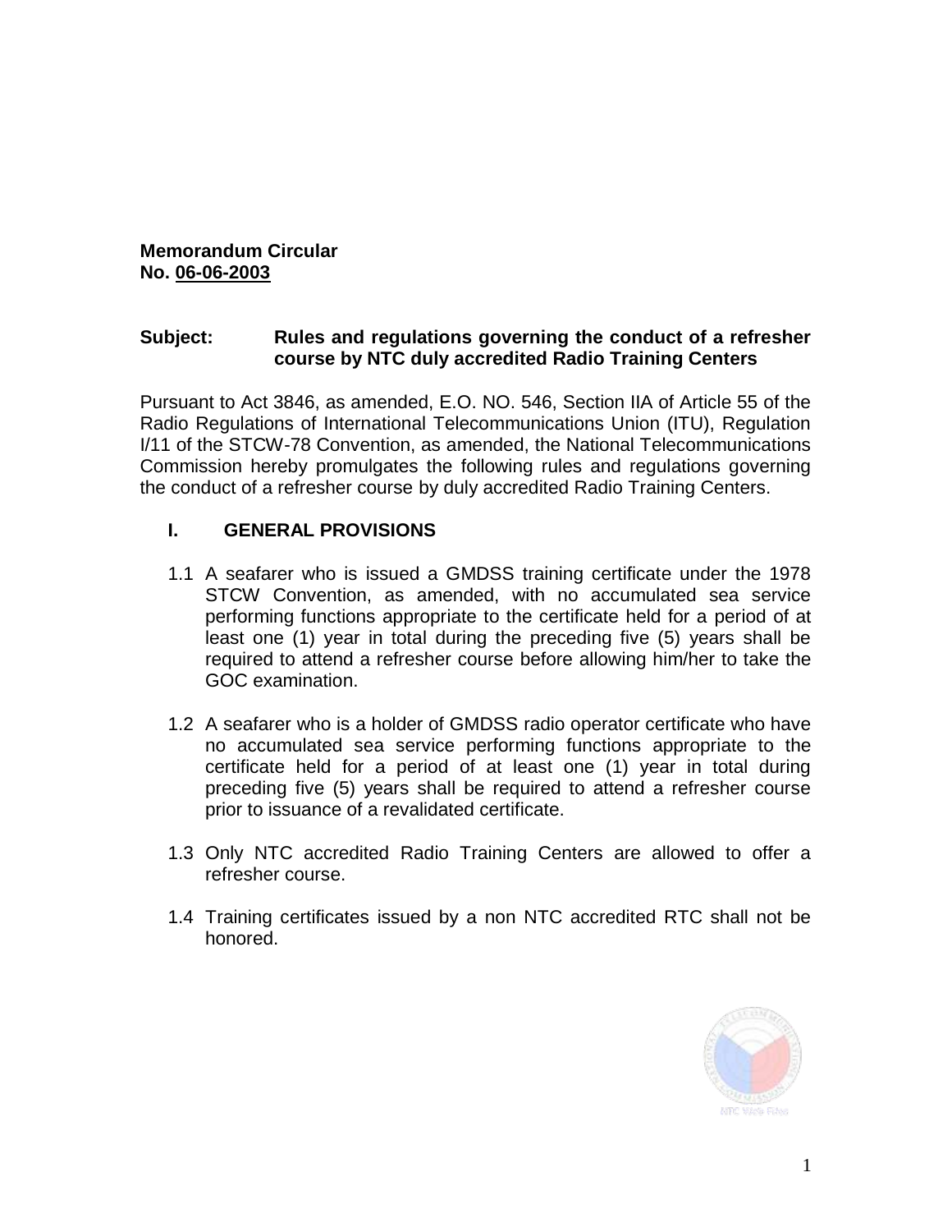**Memorandum Circular**
**No. 06-06-2003**

**Subject: Rules and regulations governing the conduct of a refresher course by NTC duly accredited Radio Training Centers**

Pursuant to Act 3846, as amended, E.O. NO. 546, Section IIA of Article 55 of the Radio Regulations of International Telecommunications Union (ITU), Regulation I/11 of the STCW-78 Convention, as amended, the National Telecommunications Commission hereby promulgates the following rules and regulations governing the conduct of a refresher course by duly accredited Radio Training Centers.

## I. GENERAL PROVISIONS

1.1 A seafarer who is issued a GMDSS training certificate under the 1978 STCW Convention, as amended, with no accumulated sea service performing functions appropriate to the certificate held for a period of at least one (1) year in total during the preceding five (5) years shall be required to attend a refresher course before allowing him/her to take the GOC examination.

1.2 A seafarer who is a holder of GMDSS radio operator certificate who have no accumulated sea service performing functions appropriate to the certificate held for a period of at least one (1) year in total during preceding five (5) years shall be required to attend a refresher course prior to issuance of a revalidated certificate.

1.3 Only NTC accredited Radio Training Centers are allowed to offer a refresher course.

1.4 Training certificates issued by a non NTC accredited RTC shall not be honored.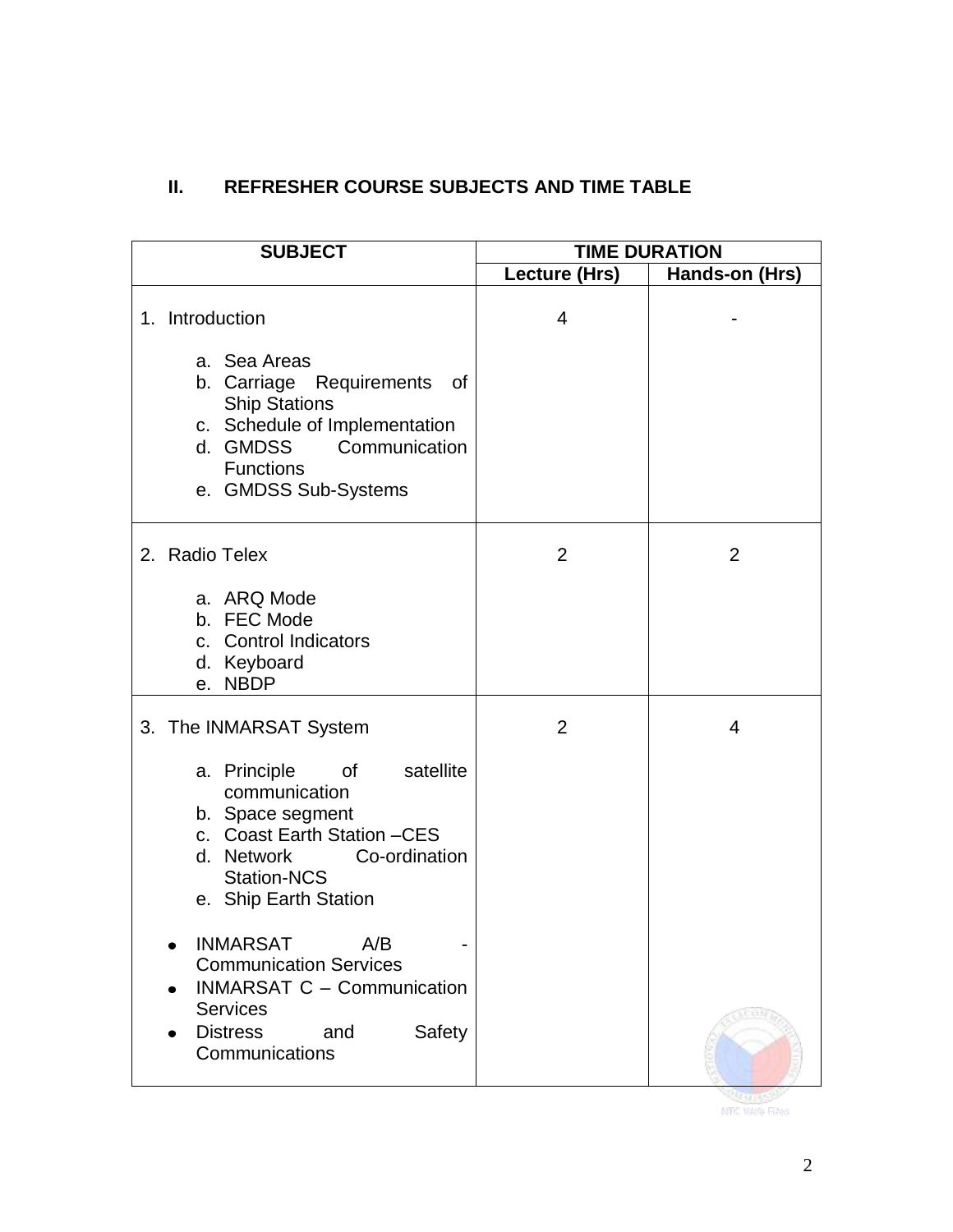## II. REFRESHER COURSE SUBJECTS AND TIME TABLE

| SUBJECT | TIME DURATION | |
|---|---|---|
| | Lecture (Hrs) | Hands-on (Hrs) |
| 1. Introduction<br><br>a. Sea Areas<br>b. Carriage Requirements of Ship Stations<br>c. Schedule of Implementation<br>d. GMDSS Communication Functions<br>e. GMDSS Sub-Systems | 4 | - |
| 2. Radio Telex<br><br>a. ARQ Mode<br>b. FEC Mode<br>c. Control Indicators<br>d. Keyboard<br>e. NBDP | 2 | 2 |
| 3. The INMARSAT System<br><br>a. Principle of satellite communication<br>b. Space segment<br>c. Coast Earth Station –CES<br>d. Network Co-ordination Station-NCS<br>e. Ship Earth Station<br><br>• INMARSAT A/B - Communication Services<br>• INMARSAT C – Communication Services<br>• Distress and Safety Communications | 2 | 4 |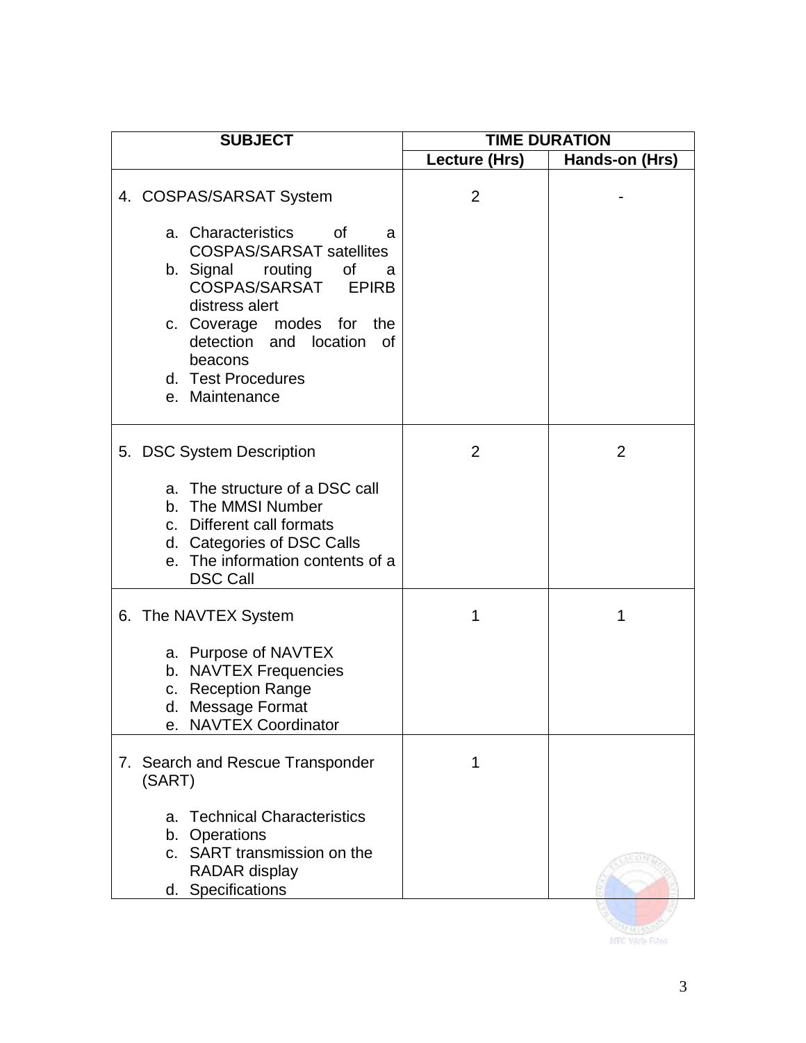| SUBJECT | TIME DURATION | |
|---|---|---|
| | Lecture (Hrs) | Hands-on (Hrs) |
| 4. COSPAS/SARSAT System<br><br>a. Characteristics of a COSPAS/SARSAT satellites<br>b. Signal routing of a COSPAS/SARSAT EPIRB distress alert<br>c. Coverage modes for the detection and location of beacons<br>d. Test Procedures<br>e. Maintenance | 2 | - |
| 5. DSC System Description<br><br>a. The structure of a DSC call<br>b. The MMSI Number<br>c. Different call formats<br>d. Categories of DSC Calls<br>e. The information contents of a DSC Call | 2 | 2 |
| 6. The NAVTEX System<br><br>a. Purpose of NAVTEX<br>b. NAVTEX Frequencies<br>c. Reception Range<br>d. Message Format<br>e. NAVTEX Coordinator | 1 | 1 |
| 7. Search and Rescue Transponder (SART)<br><br>a. Technical Characteristics<br>b. Operations<br>c. SART transmission on the RADAR display<br>d. Specifications | 1 | |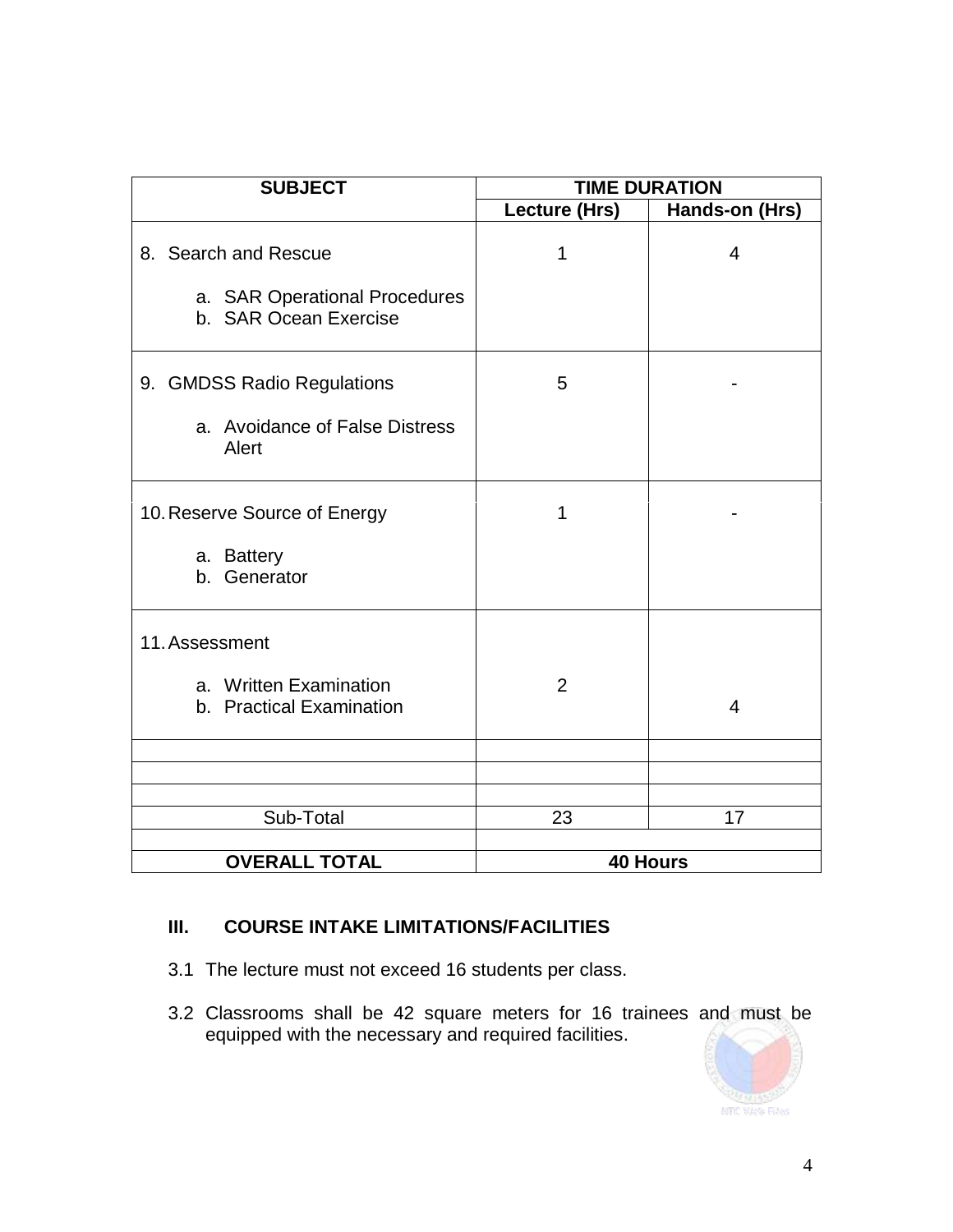| SUBJECT | TIME DURATION | |
|---|---|---|
| | Lecture (Hrs) | Hands-on (Hrs) |
| 8. Search and Rescue<br>a. SAR Operational Procedures<br>b. SAR Ocean Exercise | 1 | 4 |
| 9. GMDSS Radio Regulations<br>a. Avoidance of False Distress Alert | 5 | - |
| 10. Reserve Source of Energy<br>a. Battery<br>b. Generator | 1 | - |
| 11. Assessment<br>a. Written Examination<br>b. Practical Examination | 2 | 4 |
| | | |
| | | |
| | | |
| Sub-Total | 23 | 17 |
| | | |
| **OVERALL TOTAL** | **40 Hours** | |

## III. COURSE INTAKE LIMITATIONS/FACILITIES

3.1 The lecture must not exceed 16 students per class.

3.2 Classrooms shall be 42 square meters for 16 trainees and must be equipped with the necessary and required facilities.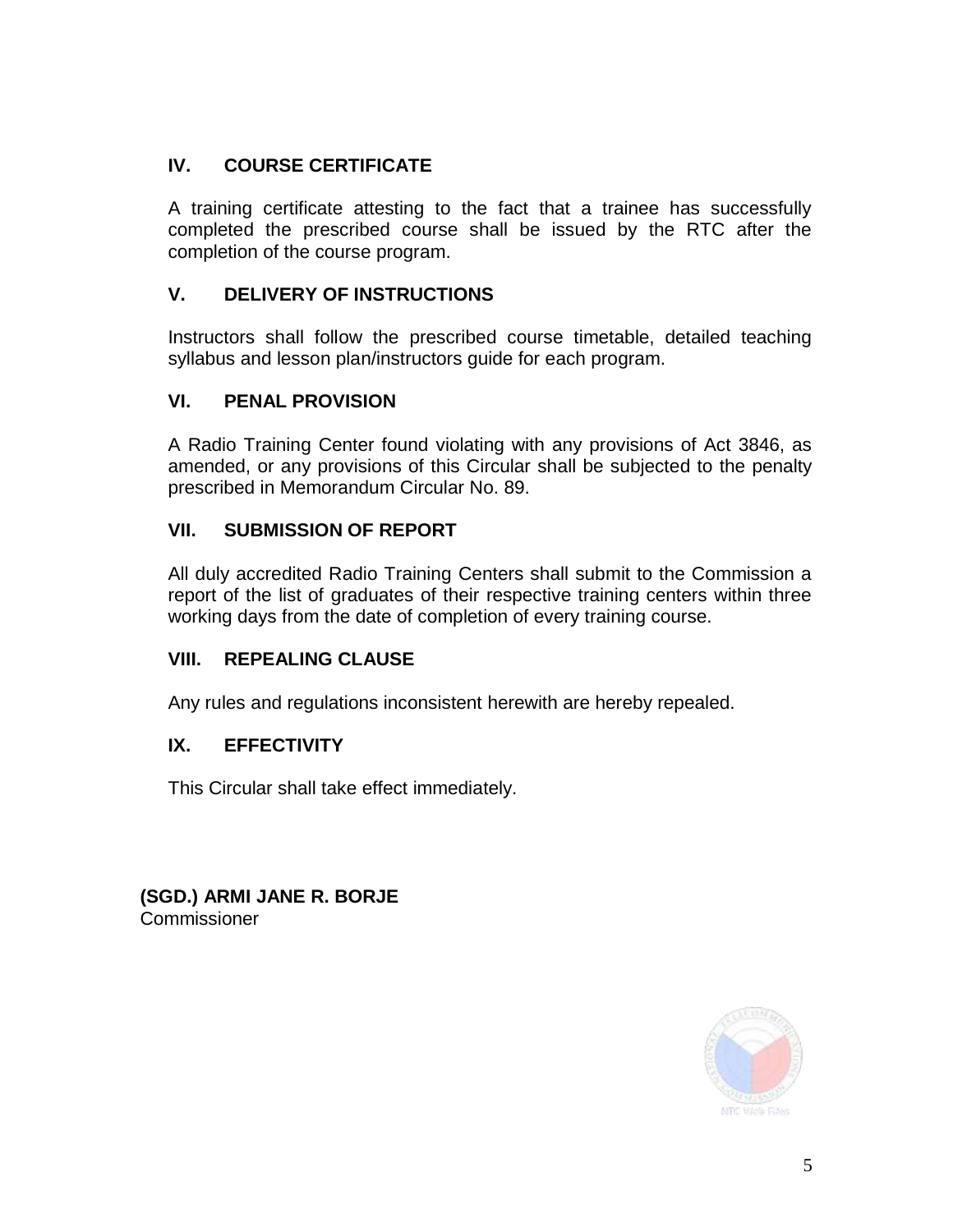## IV. COURSE CERTIFICATE

A training certificate attesting to the fact that a trainee has successfully completed the prescribed course shall be issued by the RTC after the completion of the course program.

## V. DELIVERY OF INSTRUCTIONS

Instructors shall follow the prescribed course timetable, detailed teaching syllabus and lesson plan/instructors guide for each program.

## VI. PENAL PROVISION

A Radio Training Center found violating with any provisions of Act 3846, as amended, or any provisions of this Circular shall be subjected to the penalty prescribed in Memorandum Circular No. 89.

## VII. SUBMISSION OF REPORT

All duly accredited Radio Training Centers shall submit to the Commission a report of the list of graduates of their respective training centers within three working days from the date of completion of every training course.

## VIII. REPEALING CLAUSE

Any rules and regulations inconsistent herewith are hereby repealed.

## IX. EFFECTIVITY

This Circular shall take effect immediately.

**(SGD.) ARMI JANE R. BORJE**
Commissioner